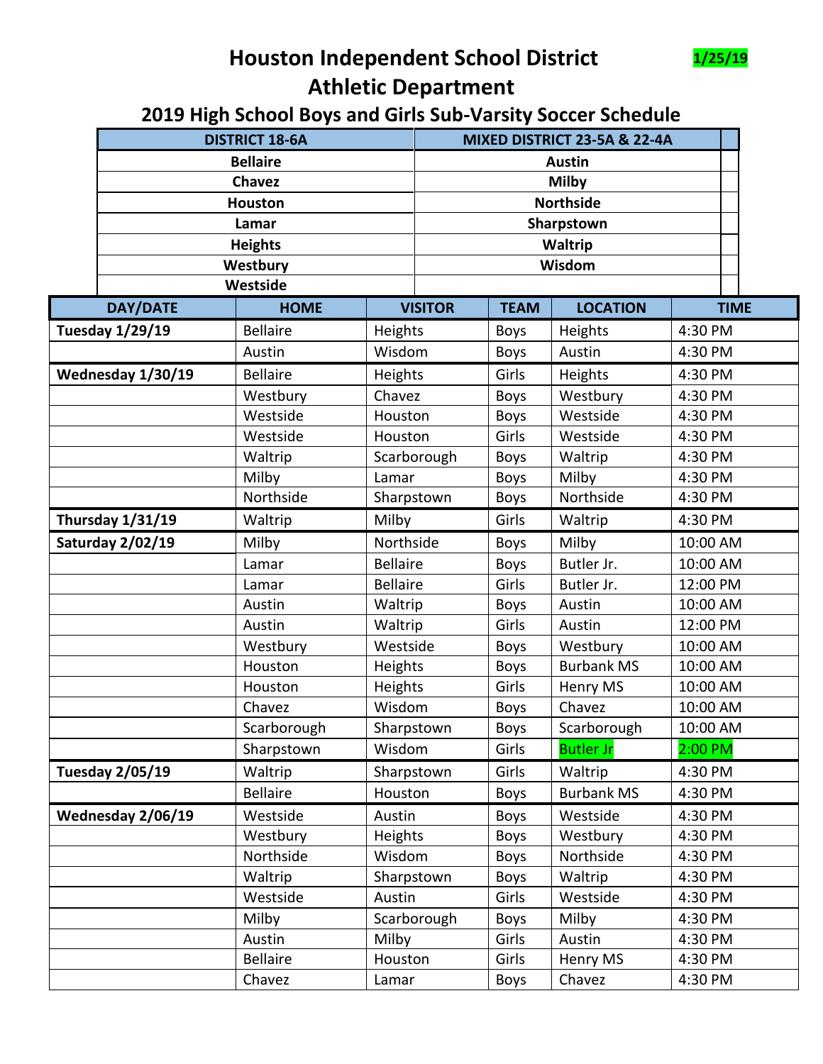# Houston Independent School District

1/25/19

## Athletic Department

### 2019 High School Boys and Girls Sub-Varsity Soccer Schedule

| DISTRICT 18-6A | MIXED DISTRICT 23-5A & 22-4A |
|---|---|
| Bellaire | Austin |
| Chavez | Milby |
| Houston | Northside |
| Lamar | Sharpstown |
| Heights | Waltrip |
| Westbury | Wisdom |
| Westside | |

| DAY/DATE | HOME | VISITOR | TEAM | LOCATION | TIME |
|---|---|---|---|---|---|
| Tuesday 1/29/19 | Bellaire | Heights | Boys | Heights | 4:30 PM |
| | Austin | Wisdom | Boys | Austin | 4:30 PM |
| Wednesday 1/30/19 | Bellaire | Heights | Girls | Heights | 4:30 PM |
| | Westbury | Chavez | Boys | Westbury | 4:30 PM |
| | Westside | Houston | Boys | Westside | 4:30 PM |
| | Westside | Houston | Girls | Westside | 4:30 PM |
| | Waltrip | Scarborough | Boys | Waltrip | 4:30 PM |
| | Milby | Lamar | Boys | Milby | 4:30 PM |
| | Northside | Sharpstown | Boys | Northside | 4:30 PM |
| Thursday 1/31/19 | Waltrip | Milby | Girls | Waltrip | 4:30 PM |
| Saturday 2/02/19 | Milby | Northside | Boys | Milby | 10:00 AM |
| | Lamar | Bellaire | Boys | Butler Jr. | 10:00 AM |
| | Lamar | Bellaire | Girls | Butler Jr. | 12:00 PM |
| | Austin | Waltrip | Boys | Austin | 10:00 AM |
| | Austin | Waltrip | Girls | Austin | 12:00 PM |
| | Westbury | Westside | Boys | Westbury | 10:00 AM |
| | Houston | Heights | Boys | Burbank MS | 10:00 AM |
| | Houston | Heights | Girls | Henry MS | 10:00 AM |
| | Chavez | Wisdom | Boys | Chavez | 10:00 AM |
| | Scarborough | Sharpstown | Boys | Scarborough | 10:00 AM |
| | Sharpstown | Wisdom | Girls | Butler Jr | 2:00 PM |
| Tuesday 2/05/19 | Waltrip | Sharpstown | Girls | Waltrip | 4:30 PM |
| | Bellaire | Houston | Boys | Burbank MS | 4:30 PM |
| Wednesday 2/06/19 | Westside | Austin | Boys | Westside | 4:30 PM |
| | Westbury | Heights | Boys | Westbury | 4:30 PM |
| | Northside | Wisdom | Boys | Northside | 4:30 PM |
| | Waltrip | Sharpstown | Boys | Waltrip | 4:30 PM |
| | Westside | Austin | Girls | Westside | 4:30 PM |
| | Milby | Scarborough | Boys | Milby | 4:30 PM |
| | Austin | Milby | Girls | Austin | 4:30 PM |
| | Bellaire | Houston | Girls | Henry MS | 4:30 PM |
| | Chavez | Lamar | Boys | Chavez | 4:30 PM |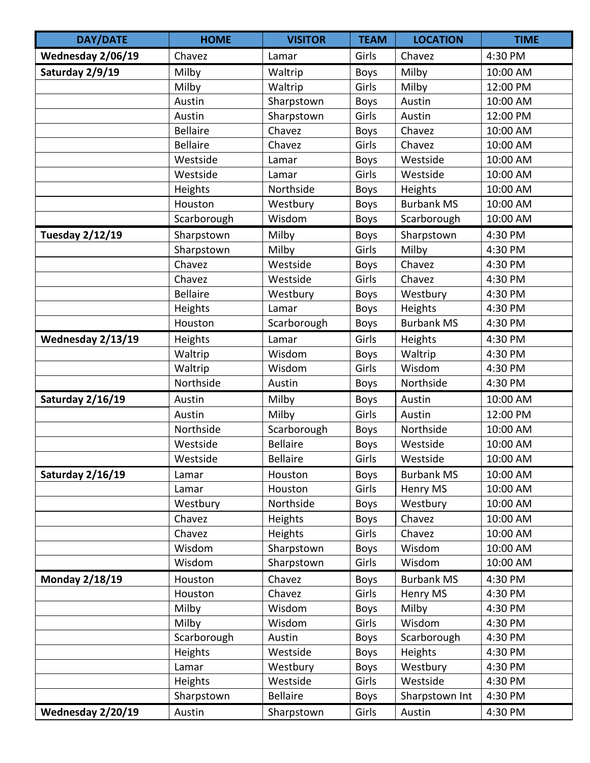| DAY/DATE | HOME | VISITOR | TEAM | LOCATION | TIME |
|---|---|---|---|---|---|
| **Wednesday 2/06/19** | Chavez | Lamar | Girls | Chavez | 4:30 PM |
| **Saturday 2/9/19** | Milby | Waltrip | Boys | Milby | 10:00 AM |
| | Milby | Waltrip | Girls | Milby | 12:00 PM |
| | Austin | Sharpstown | Boys | Austin | 10:00 AM |
| | Austin | Sharpstown | Girls | Austin | 12:00 PM |
| | Bellaire | Chavez | Boys | Chavez | 10:00 AM |
| | Bellaire | Chavez | Girls | Chavez | 10:00 AM |
| | Westside | Lamar | Boys | Westside | 10:00 AM |
| | Westside | Lamar | Girls | Westside | 10:00 AM |
| | Heights | Northside | Boys | Heights | 10:00 AM |
| | Houston | Westbury | Boys | Burbank MS | 10:00 AM |
| | Scarborough | Wisdom | Boys | Scarborough | 10:00 AM |
| **Tuesday 2/12/19** | Sharpstown | Milby | Boys | Sharpstown | 4:30 PM |
| | Sharpstown | Milby | Girls | Milby | 4:30 PM |
| | Chavez | Westside | Boys | Chavez | 4:30 PM |
| | Chavez | Westside | Girls | Chavez | 4:30 PM |
| | Bellaire | Westbury | Boys | Westbury | 4:30 PM |
| | Heights | Lamar | Boys | Heights | 4:30 PM |
| | Houston | Scarborough | Boys | Burbank MS | 4:30 PM |
| **Wednesday 2/13/19** | Heights | Lamar | Girls | Heights | 4:30 PM |
| | Waltrip | Wisdom | Boys | Waltrip | 4:30 PM |
| | Waltrip | Wisdom | Girls | Wisdom | 4:30 PM |
| | Northside | Austin | Boys | Northside | 4:30 PM |
| **Saturday 2/16/19** | Austin | Milby | Boys | Austin | 10:00 AM |
| | Austin | Milby | Girls | Austin | 12:00 PM |
| | Northside | Scarborough | Boys | Northside | 10:00 AM |
| | Westside | Bellaire | Boys | Westside | 10:00 AM |
| | Westside | Bellaire | Girls | Westside | 10:00 AM |
| **Saturday 2/16/19** | Lamar | Houston | Boys | Burbank MS | 10:00 AM |
| | Lamar | Houston | Girls | Henry MS | 10:00 AM |
| | Westbury | Northside | Boys | Westbury | 10:00 AM |
| | Chavez | Heights | Boys | Chavez | 10:00 AM |
| | Chavez | Heights | Girls | Chavez | 10:00 AM |
| | Wisdom | Sharpstown | Boys | Wisdom | 10:00 AM |
| | Wisdom | Sharpstown | Girls | Wisdom | 10:00 AM |
| **Monday 2/18/19** | Houston | Chavez | Boys | Burbank MS | 4:30 PM |
| | Houston | Chavez | Girls | Henry MS | 4:30 PM |
| | Milby | Wisdom | Boys | Milby | 4:30 PM |
| | Milby | Wisdom | Girls | Wisdom | 4:30 PM |
| | Scarborough | Austin | Boys | Scarborough | 4:30 PM |
| | Heights | Westside | Boys | Heights | 4:30 PM |
| | Lamar | Westbury | Boys | Westbury | 4:30 PM |
| | Heights | Westside | Girls | Westside | 4:30 PM |
| | Sharpstown | Bellaire | Boys | Sharpstown Int | 4:30 PM |
| **Wednesday 2/20/19** | Austin | Sharpstown | Girls | Austin | 4:30 PM |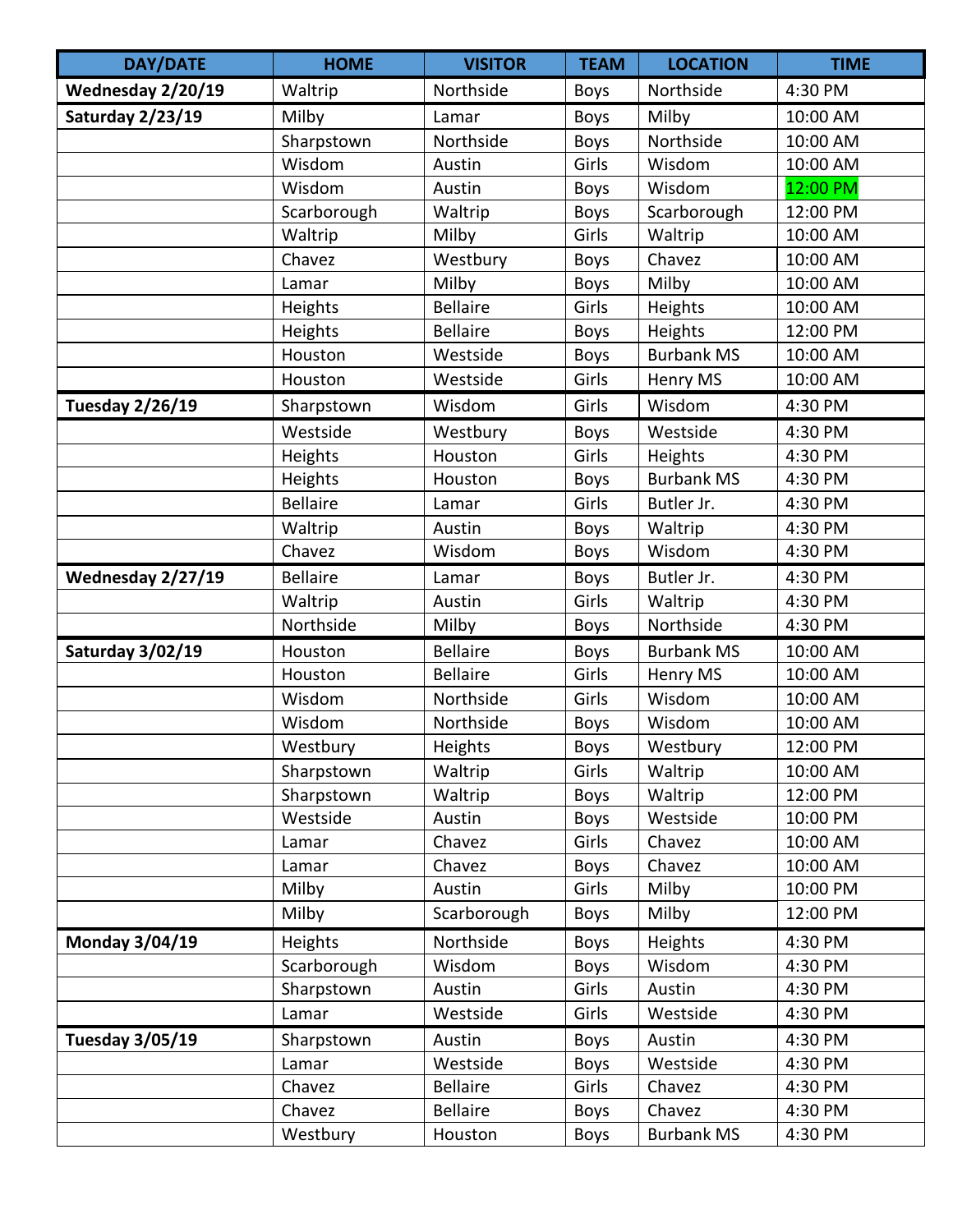| DAY/DATE | HOME | VISITOR | TEAM | LOCATION | TIME |
|---|---|---|---|---|---|
| **Wednesday 2/20/19** | Waltrip | Northside | Boys | Northside | 4:30 PM |
| **Saturday 2/23/19** | Milby | Lamar | Boys | Milby | 10:00 AM |
| | Sharpstown | Northside | Boys | Northside | 10:00 AM |
| | Wisdom | Austin | Girls | Wisdom | 10:00 AM |
| | Wisdom | Austin | Boys | Wisdom | 12:00 PM |
| | Scarborough | Waltrip | Boys | Scarborough | 12:00 PM |
| | Waltrip | Milby | Girls | Waltrip | 10:00 AM |
| | Chavez | Westbury | Boys | Chavez | 10:00 AM |
| | Lamar | Milby | Boys | Milby | 10:00 AM |
| | Heights | Bellaire | Girls | Heights | 10:00 AM |
| | Heights | Bellaire | Boys | Heights | 12:00 PM |
| | Houston | Westside | Boys | Burbank MS | 10:00 AM |
| | Houston | Westside | Girls | Henry MS | 10:00 AM |
| **Tuesday 2/26/19** | Sharpstown | Wisdom | Girls | Wisdom | 4:30 PM |
| | Westside | Westbury | Boys | Westside | 4:30 PM |
| | Heights | Houston | Girls | Heights | 4:30 PM |
| | Heights | Houston | Boys | Burbank MS | 4:30 PM |
| | Bellaire | Lamar | Girls | Butler Jr. | 4:30 PM |
| | Waltrip | Austin | Boys | Waltrip | 4:30 PM |
| | Chavez | Wisdom | Boys | Wisdom | 4:30 PM |
| **Wednesday 2/27/19** | Bellaire | Lamar | Boys | Butler Jr. | 4:30 PM |
| | Waltrip | Austin | Girls | Waltrip | 4:30 PM |
| | Northside | Milby | Boys | Northside | 4:30 PM |
| **Saturday 3/02/19** | Houston | Bellaire | Boys | Burbank MS | 10:00 AM |
| | Houston | Bellaire | Girls | Henry MS | 10:00 AM |
| | Wisdom | Northside | Girls | Wisdom | 10:00 AM |
| | Wisdom | Northside | Boys | Wisdom | 10:00 AM |
| | Westbury | Heights | Boys | Westbury | 12:00 PM |
| | Sharpstown | Waltrip | Girls | Waltrip | 10:00 AM |
| | Sharpstown | Waltrip | Boys | Waltrip | 12:00 PM |
| | Westside | Austin | Boys | Westside | 10:00 PM |
| | Lamar | Chavez | Girls | Chavez | 10:00 AM |
| | Lamar | Chavez | Boys | Chavez | 10:00 AM |
| | Milby | Austin | Girls | Milby | 10:00 PM |
| | Milby | Scarborough | Boys | Milby | 12:00 PM |
| **Monday 3/04/19** | Heights | Northside | Boys | Heights | 4:30 PM |
| | Scarborough | Wisdom | Boys | Wisdom | 4:30 PM |
| | Sharpstown | Austin | Girls | Austin | 4:30 PM |
| | Lamar | Westside | Girls | Westside | 4:30 PM |
| **Tuesday 3/05/19** | Sharpstown | Austin | Boys | Austin | 4:30 PM |
| | Lamar | Westside | Boys | Westside | 4:30 PM |
| | Chavez | Bellaire | Girls | Chavez | 4:30 PM |
| | Chavez | Bellaire | Boys | Chavez | 4:30 PM |
| | Westbury | Houston | Boys | Burbank MS | 4:30 PM |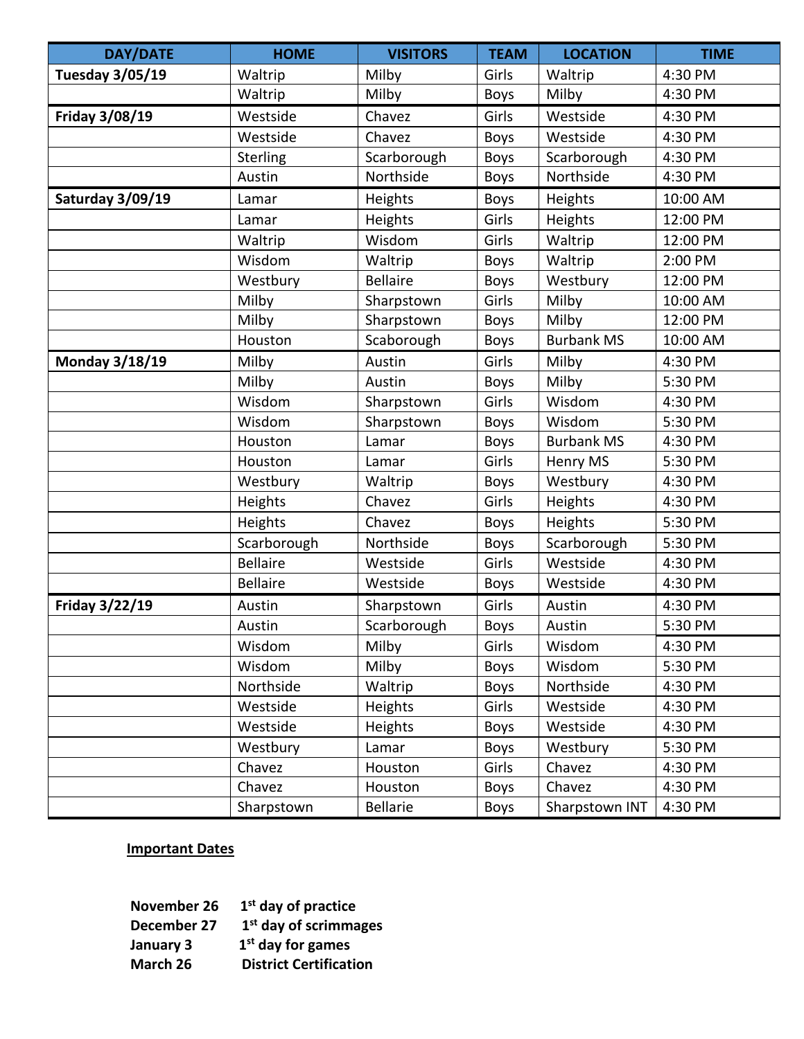| DAY/DATE | HOME | VISITORS | TEAM | LOCATION | TIME |
|---|---|---|---|---|---|
| **Tuesday 3/05/19** | Waltrip | Milby | Girls | Waltrip | 4:30 PM |
| | Waltrip | Milby | Boys | Milby | 4:30 PM |
| **Friday 3/08/19** | Westside | Chavez | Girls | Westside | 4:30 PM |
| | Westside | Chavez | Boys | Westside | 4:30 PM |
| | Sterling | Scarborough | Boys | Scarborough | 4:30 PM |
| | Austin | Northside | Boys | Northside | 4:30 PM |
| **Saturday 3/09/19** | Lamar | Heights | Boys | Heights | 10:00 AM |
| | Lamar | Heights | Girls | Heights | 12:00 PM |
| | Waltrip | Wisdom | Girls | Waltrip | 12:00 PM |
| | Wisdom | Waltrip | Boys | Waltrip | 2:00 PM |
| | Westbury | Bellaire | Boys | Westbury | 12:00 PM |
| | Milby | Sharpstown | Girls | Milby | 10:00 AM |
| | Milby | Sharpstown | Boys | Milby | 12:00 PM |
| | Houston | Scaborough | Boys | Burbank MS | 10:00 AM |
| **Monday 3/18/19** | Milby | Austin | Girls | Milby | 4:30 PM |
| | Milby | Austin | Boys | Milby | 5:30 PM |
| | Wisdom | Sharpstown | Girls | Wisdom | 4:30 PM |
| | Wisdom | Sharpstown | Boys | Wisdom | 5:30 PM |
| | Houston | Lamar | Boys | Burbank MS | 4:30 PM |
| | Houston | Lamar | Girls | Henry MS | 5:30 PM |
| | Westbury | Waltrip | Boys | Westbury | 4:30 PM |
| | Heights | Chavez | Girls | Heights | 4:30 PM |
| | Heights | Chavez | Boys | Heights | 5:30 PM |
| | Scarborough | Northside | Boys | Scarborough | 5:30 PM |
| | Bellaire | Westside | Girls | Westside | 4:30 PM |
| | Bellaire | Westside | Boys | Westside | 4:30 PM |
| **Friday 3/22/19** | Austin | Sharpstown | Girls | Austin | 4:30 PM |
| | Austin | Scarborough | Boys | Austin | 5:30 PM |
| | Wisdom | Milby | Girls | Wisdom | 4:30 PM |
| | Wisdom | Milby | Boys | Wisdom | 5:30 PM |
| | Northside | Waltrip | Boys | Northside | 4:30 PM |
| | Westside | Heights | Girls | Westside | 4:30 PM |
| | Westside | Heights | Boys | Westside | 4:30 PM |
| | Westbury | Lamar | Boys | Westbury | 5:30 PM |
| | Chavez | Houston | Girls | Chavez | 4:30 PM |
| | Chavez | Houston | Boys | Chavez | 4:30 PM |
| | Sharpstown | Bellarie | Boys | Sharpstown INT | 4:30 PM |

**Important Dates**

**November 26** **1st day of practice**
**December 27** **1st day of scrimmages**
**January 3** **1st day for games**
**March 26** **District Certification**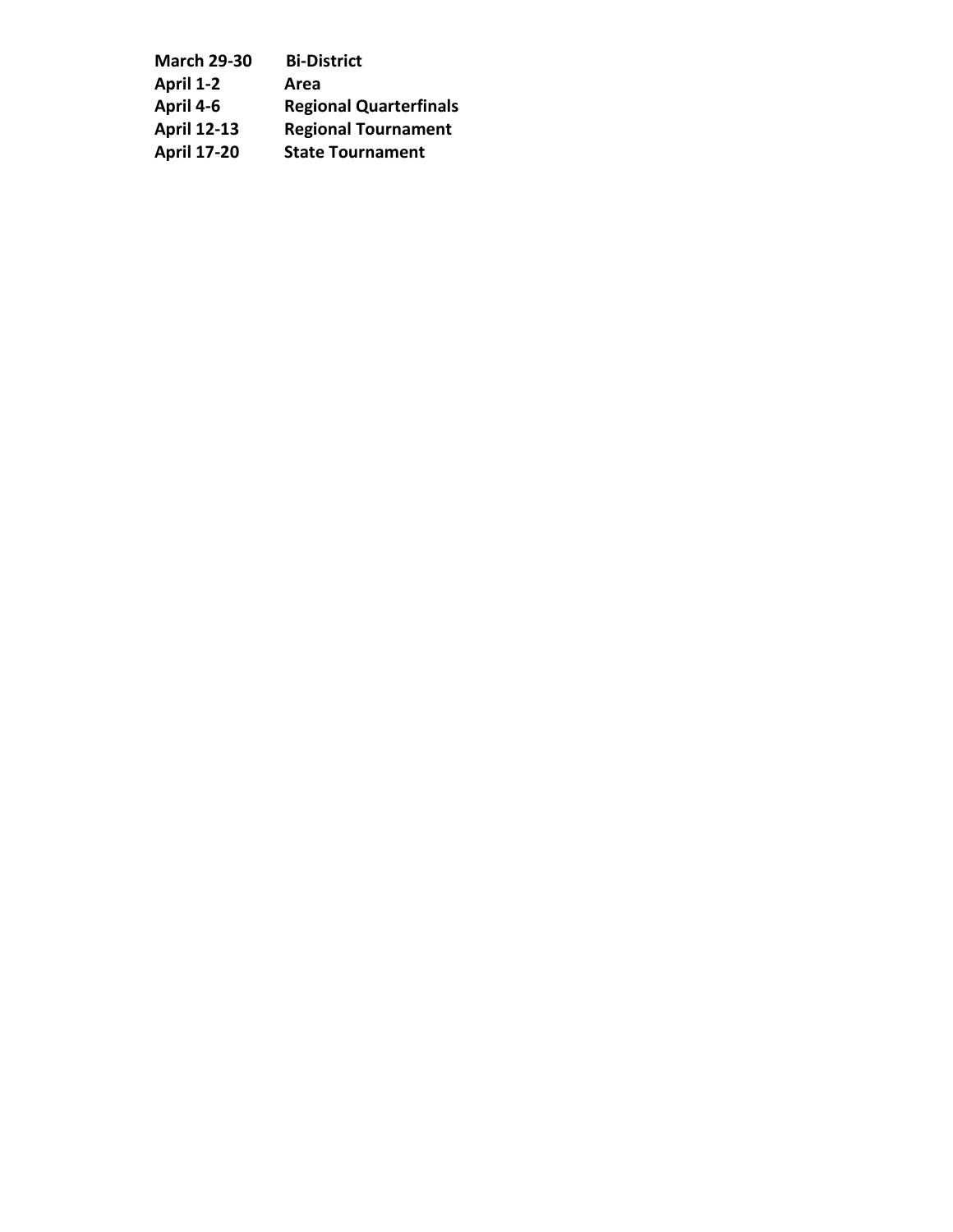| | |
|---|---|
| **March 29-30** | **Bi-District** |
| **April 1-2** | **Area** |
| **April 4-6** | **Regional Quarterfinals** |
| **April 12-13** | **Regional Tournament** |
| **April 17-20** | **State Tournament** |